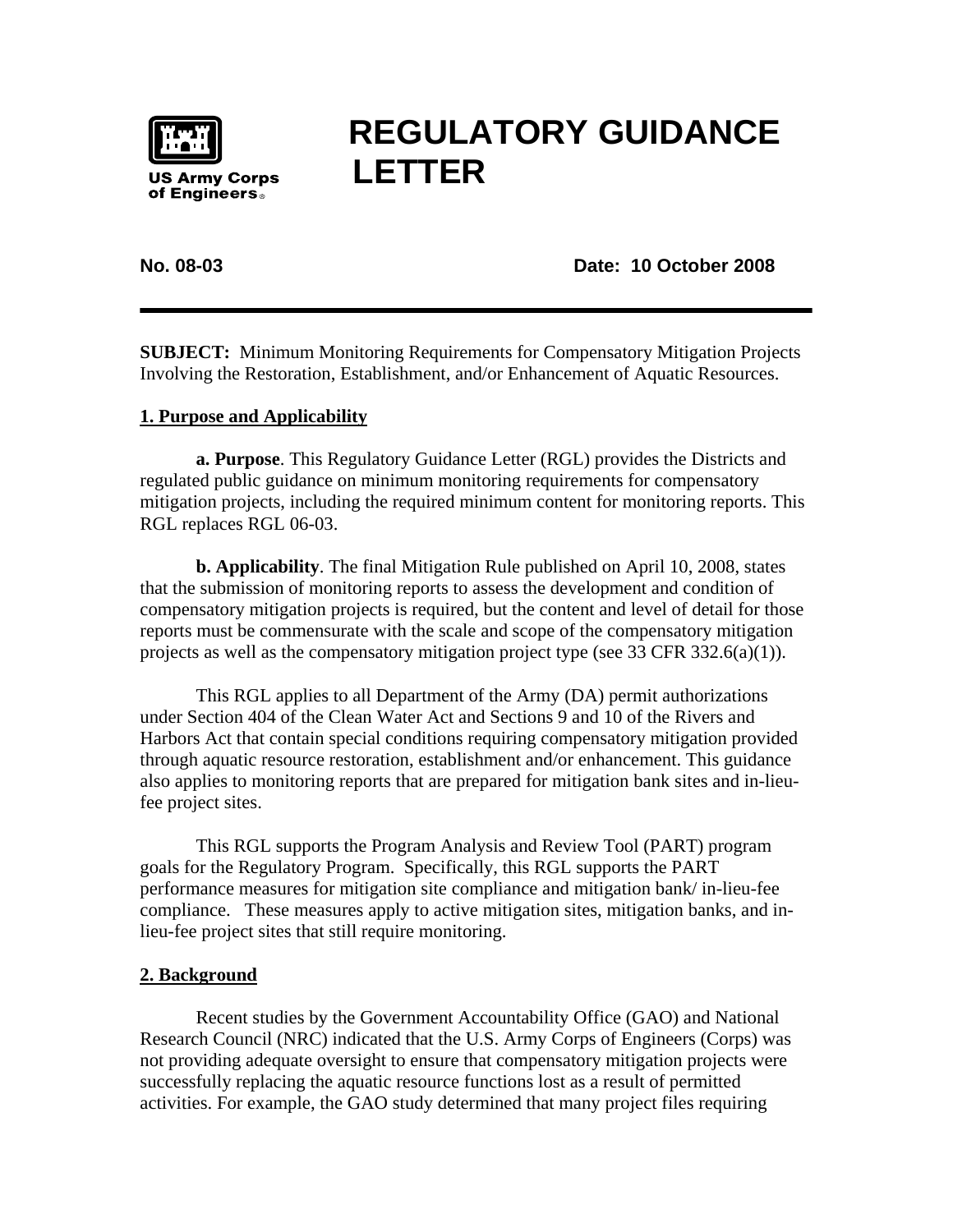US Army Corps of Engineers

# REGULATORY GUIDANCE LETTER

**No. 08-03** **Date: 10 October 2008**

---

**SUBJECT:** Minimum Monitoring Requirements for Compensatory Mitigation Projects Involving the Restoration, Establishment, and/or Enhancement of Aquatic Resources.

## 1. Purpose and Applicability

**a. Purpose**. This Regulatory Guidance Letter (RGL) provides the Districts and regulated public guidance on minimum monitoring requirements for compensatory mitigation projects, including the required minimum content for monitoring reports. This RGL replaces RGL 06-03.

**b. Applicability**. The final Mitigation Rule published on April 10, 2008, states that the submission of monitoring reports to assess the development and condition of compensatory mitigation projects is required, but the content and level of detail for those reports must be commensurate with the scale and scope of the compensatory mitigation projects as well as the compensatory mitigation project type (see 33 CFR 332.6(a)(1)).

This RGL applies to all Department of the Army (DA) permit authorizations under Section 404 of the Clean Water Act and Sections 9 and 10 of the Rivers and Harbors Act that contain special conditions requiring compensatory mitigation provided through aquatic resource restoration, establishment and/or enhancement. This guidance also applies to monitoring reports that are prepared for mitigation bank sites and in-lieu-fee project sites.

This RGL supports the Program Analysis and Review Tool (PART) program goals for the Regulatory Program. Specifically, this RGL supports the PART performance measures for mitigation site compliance and mitigation bank/ in-lieu-fee compliance. These measures apply to active mitigation sites, mitigation banks, and in-lieu-fee project sites that still require monitoring.

## 2. Background

Recent studies by the Government Accountability Office (GAO) and National Research Council (NRC) indicated that the U.S. Army Corps of Engineers (Corps) was not providing adequate oversight to ensure that compensatory mitigation projects were successfully replacing the aquatic resource functions lost as a result of permitted activities. For example, the GAO study determined that many project files requiring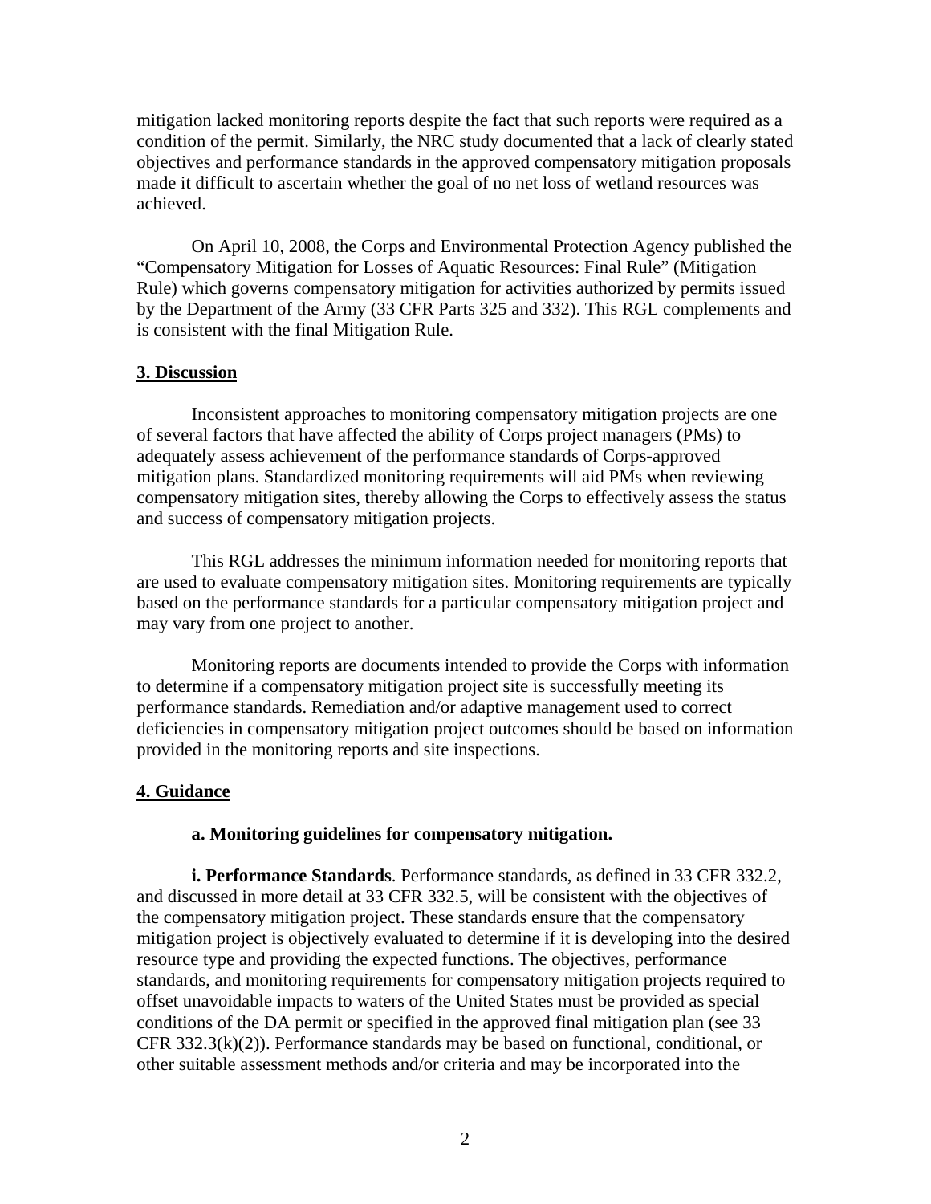mitigation lacked monitoring reports despite the fact that such reports were required as a condition of the permit. Similarly, the NRC study documented that a lack of clearly stated objectives and performance standards in the approved compensatory mitigation proposals made it difficult to ascertain whether the goal of no net loss of wetland resources was achieved.

On April 10, 2008, the Corps and Environmental Protection Agency published the "Compensatory Mitigation for Losses of Aquatic Resources: Final Rule" (Mitigation Rule) which governs compensatory mitigation for activities authorized by permits issued by the Department of the Army (33 CFR Parts 325 and 332). This RGL complements and is consistent with the final Mitigation Rule.

## 3. Discussion

Inconsistent approaches to monitoring compensatory mitigation projects are one of several factors that have affected the ability of Corps project managers (PMs) to adequately assess achievement of the performance standards of Corps-approved mitigation plans. Standardized monitoring requirements will aid PMs when reviewing compensatory mitigation sites, thereby allowing the Corps to effectively assess the status and success of compensatory mitigation projects.

This RGL addresses the minimum information needed for monitoring reports that are used to evaluate compensatory mitigation sites. Monitoring requirements are typically based on the performance standards for a particular compensatory mitigation project and may vary from one project to another.

Monitoring reports are documents intended to provide the Corps with information to determine if a compensatory mitigation project site is successfully meeting its performance standards. Remediation and/or adaptive management used to correct deficiencies in compensatory mitigation project outcomes should be based on information provided in the monitoring reports and site inspections.

## 4. Guidance

### a. Monitoring guidelines for compensatory mitigation.

**i. Performance Standards**. Performance standards, as defined in 33 CFR 332.2, and discussed in more detail at 33 CFR 332.5, will be consistent with the objectives of the compensatory mitigation project. These standards ensure that the compensatory mitigation project is objectively evaluated to determine if it is developing into the desired resource type and providing the expected functions. The objectives, performance standards, and monitoring requirements for compensatory mitigation projects required to offset unavoidable impacts to waters of the United States must be provided as special conditions of the DA permit or specified in the approved final mitigation plan (see 33 CFR 332.3(k)(2)). Performance standards may be based on functional, conditional, or other suitable assessment methods and/or criteria and may be incorporated into the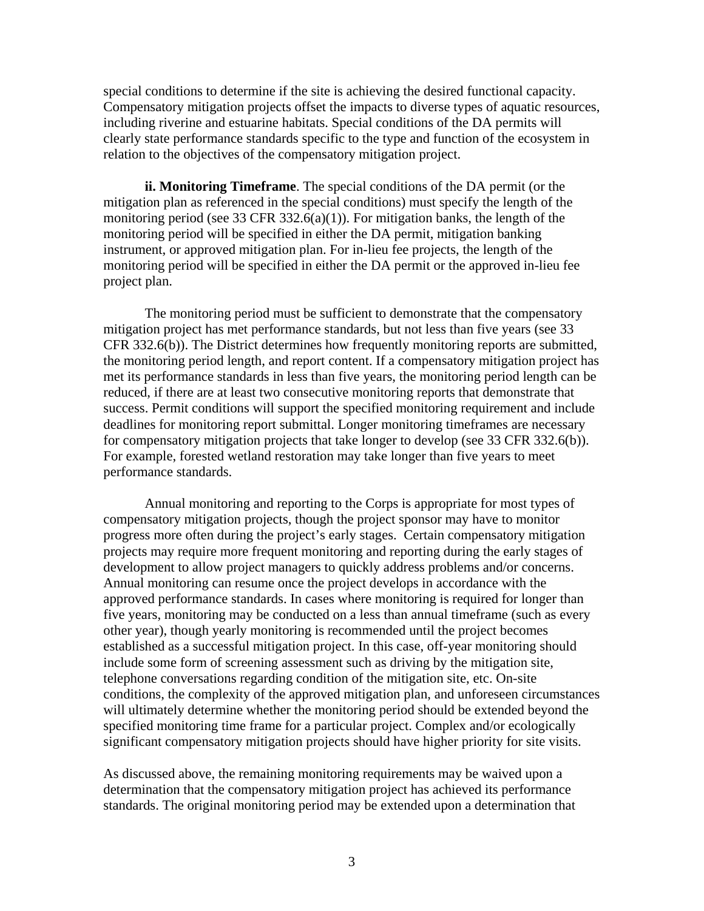special conditions to determine if the site is achieving the desired functional capacity. Compensatory mitigation projects offset the impacts to diverse types of aquatic resources, including riverine and estuarine habitats. Special conditions of the DA permits will clearly state performance standards specific to the type and function of the ecosystem in relation to the objectives of the compensatory mitigation project.

**ii. Monitoring Timeframe**. The special conditions of the DA permit (or the mitigation plan as referenced in the special conditions) must specify the length of the monitoring period (see 33 CFR 332.6(a)(1)). For mitigation banks, the length of the monitoring period will be specified in either the DA permit, mitigation banking instrument, or approved mitigation plan. For in-lieu fee projects, the length of the monitoring period will be specified in either the DA permit or the approved in-lieu fee project plan.

The monitoring period must be sufficient to demonstrate that the compensatory mitigation project has met performance standards, but not less than five years (see 33 CFR 332.6(b)). The District determines how frequently monitoring reports are submitted, the monitoring period length, and report content. If a compensatory mitigation project has met its performance standards in less than five years, the monitoring period length can be reduced, if there are at least two consecutive monitoring reports that demonstrate that success. Permit conditions will support the specified monitoring requirement and include deadlines for monitoring report submittal. Longer monitoring timeframes are necessary for compensatory mitigation projects that take longer to develop (see 33 CFR 332.6(b)). For example, forested wetland restoration may take longer than five years to meet performance standards.

Annual monitoring and reporting to the Corps is appropriate for most types of compensatory mitigation projects, though the project sponsor may have to monitor progress more often during the project's early stages. Certain compensatory mitigation projects may require more frequent monitoring and reporting during the early stages of development to allow project managers to quickly address problems and/or concerns. Annual monitoring can resume once the project develops in accordance with the approved performance standards. In cases where monitoring is required for longer than five years, monitoring may be conducted on a less than annual timeframe (such as every other year), though yearly monitoring is recommended until the project becomes established as a successful mitigation project. In this case, off-year monitoring should include some form of screening assessment such as driving by the mitigation site, telephone conversations regarding condition of the mitigation site, etc. On-site conditions, the complexity of the approved mitigation plan, and unforeseen circumstances will ultimately determine whether the monitoring period should be extended beyond the specified monitoring time frame for a particular project. Complex and/or ecologically significant compensatory mitigation projects should have higher priority for site visits.

As discussed above, the remaining monitoring requirements may be waived upon a determination that the compensatory mitigation project has achieved its performance standards. The original monitoring period may be extended upon a determination that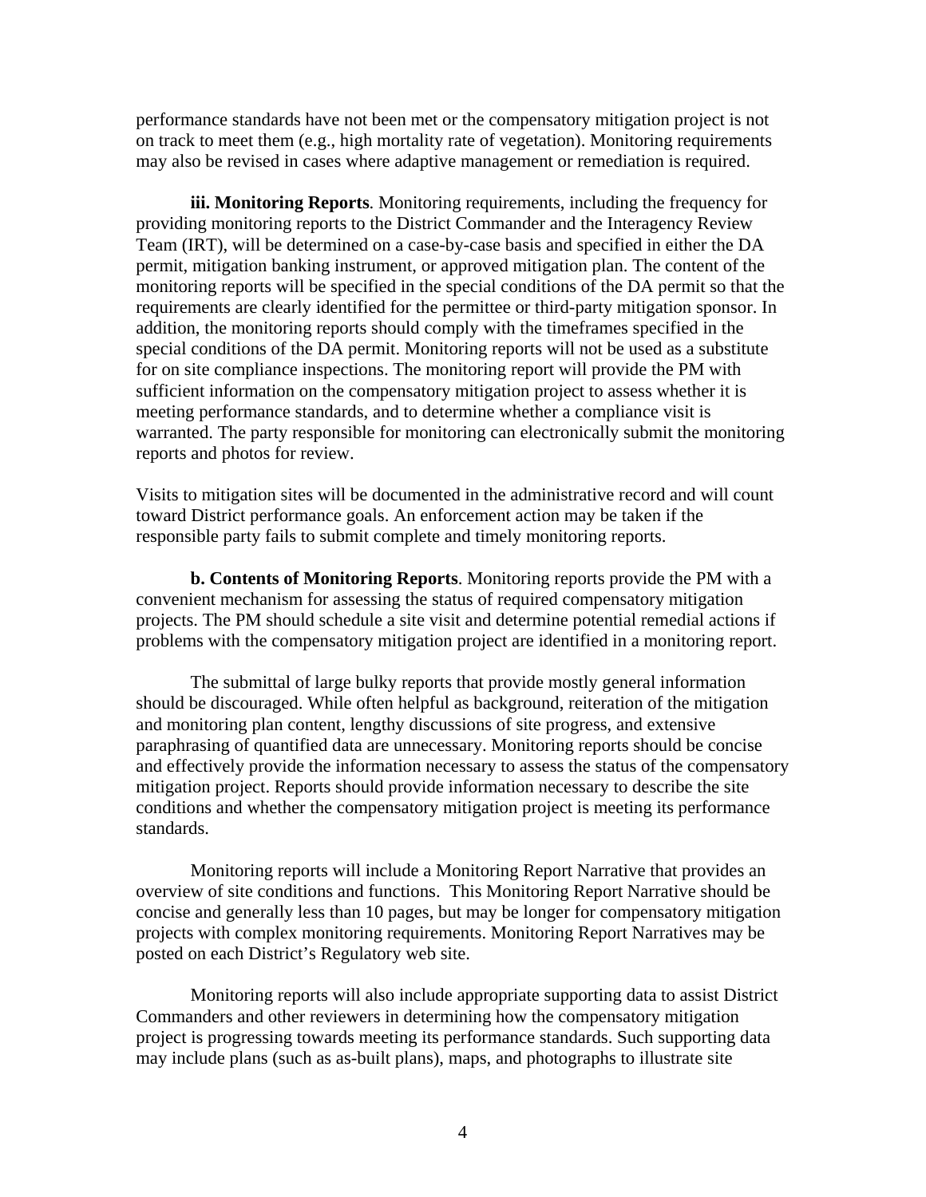performance standards have not been met or the compensatory mitigation project is not on track to meet them (e.g., high mortality rate of vegetation). Monitoring requirements may also be revised in cases where adaptive management or remediation is required.

**iii. Monitoring Reports**. Monitoring requirements, including the frequency for providing monitoring reports to the District Commander and the Interagency Review Team (IRT), will be determined on a case-by-case basis and specified in either the DA permit, mitigation banking instrument, or approved mitigation plan. The content of the monitoring reports will be specified in the special conditions of the DA permit so that the requirements are clearly identified for the permittee or third-party mitigation sponsor. In addition, the monitoring reports should comply with the timeframes specified in the special conditions of the DA permit. Monitoring reports will not be used as a substitute for on site compliance inspections. The monitoring report will provide the PM with sufficient information on the compensatory mitigation project to assess whether it is meeting performance standards, and to determine whether a compliance visit is warranted. The party responsible for monitoring can electronically submit the monitoring reports and photos for review.

Visits to mitigation sites will be documented in the administrative record and will count toward District performance goals. An enforcement action may be taken if the responsible party fails to submit complete and timely monitoring reports.

**b. Contents of Monitoring Reports**. Monitoring reports provide the PM with a convenient mechanism for assessing the status of required compensatory mitigation projects. The PM should schedule a site visit and determine potential remedial actions if problems with the compensatory mitigation project are identified in a monitoring report.

The submittal of large bulky reports that provide mostly general information should be discouraged. While often helpful as background, reiteration of the mitigation and monitoring plan content, lengthy discussions of site progress, and extensive paraphrasing of quantified data are unnecessary. Monitoring reports should be concise and effectively provide the information necessary to assess the status of the compensatory mitigation project. Reports should provide information necessary to describe the site conditions and whether the compensatory mitigation project is meeting its performance standards.

Monitoring reports will include a Monitoring Report Narrative that provides an overview of site conditions and functions. This Monitoring Report Narrative should be concise and generally less than 10 pages, but may be longer for compensatory mitigation projects with complex monitoring requirements. Monitoring Report Narratives may be posted on each District's Regulatory web site.

Monitoring reports will also include appropriate supporting data to assist District Commanders and other reviewers in determining how the compensatory mitigation project is progressing towards meeting its performance standards. Such supporting data may include plans (such as as-built plans), maps, and photographs to illustrate site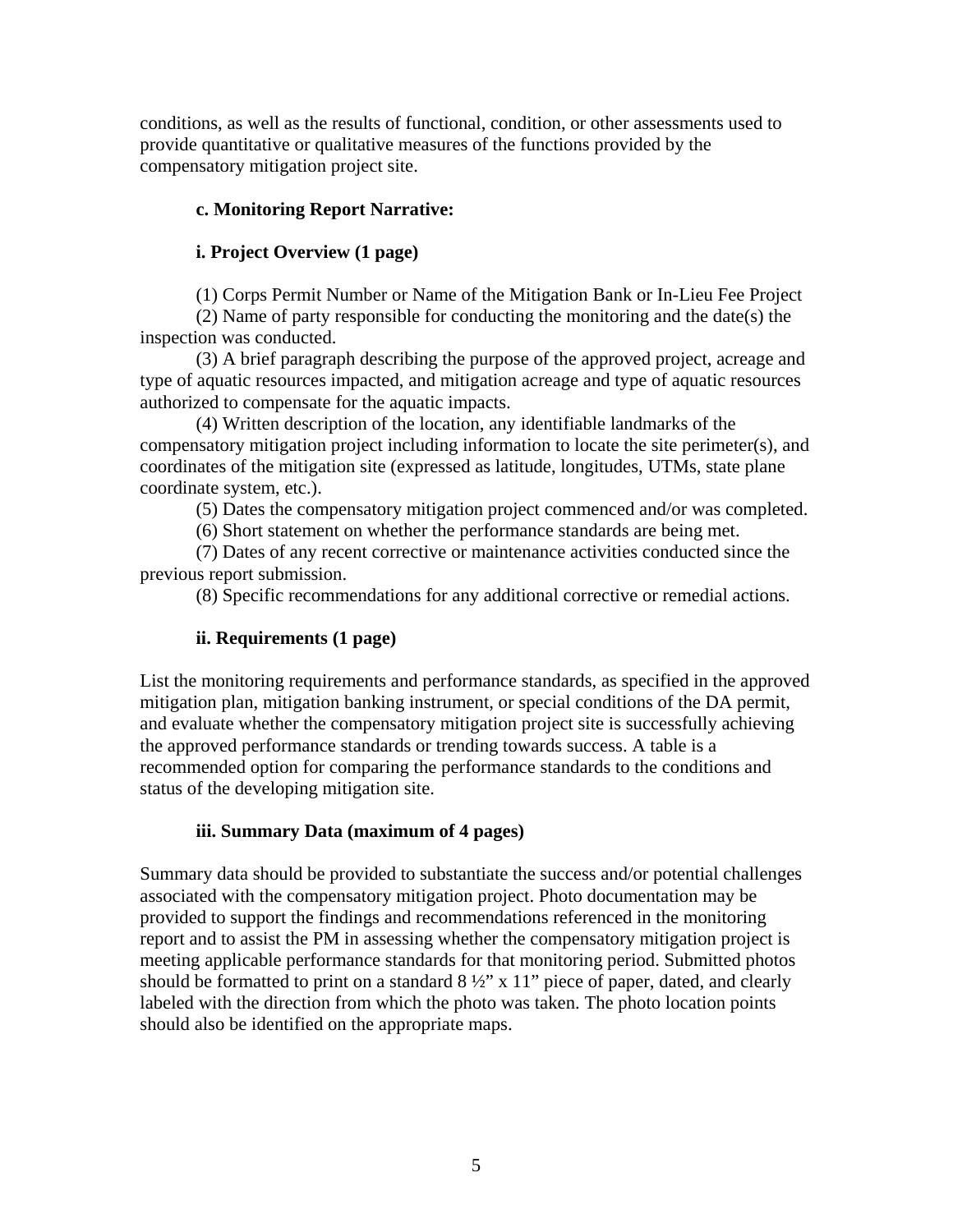conditions, as well as the results of functional, condition, or other assessments used to provide quantitative or qualitative measures of the functions provided by the compensatory mitigation project site.

**c. Monitoring Report Narrative:**

**i. Project Overview (1 page)**

(1) Corps Permit Number or Name of the Mitigation Bank or In-Lieu Fee Project

(2) Name of party responsible for conducting the monitoring and the date(s) the inspection was conducted.

(3) A brief paragraph describing the purpose of the approved project, acreage and type of aquatic resources impacted, and mitigation acreage and type of aquatic resources authorized to compensate for the aquatic impacts.

(4) Written description of the location, any identifiable landmarks of the compensatory mitigation project including information to locate the site perimeter(s), and coordinates of the mitigation site (expressed as latitude, longitudes, UTMs, state plane coordinate system, etc.).

(5) Dates the compensatory mitigation project commenced and/or was completed.

(6) Short statement on whether the performance standards are being met.

(7) Dates of any recent corrective or maintenance activities conducted since the previous report submission.

(8) Specific recommendations for any additional corrective or remedial actions.

**ii. Requirements (1 page)**

List the monitoring requirements and performance standards, as specified in the approved mitigation plan, mitigation banking instrument, or special conditions of the DA permit, and evaluate whether the compensatory mitigation project site is successfully achieving the approved performance standards or trending towards success. A table is a recommended option for comparing the performance standards to the conditions and status of the developing mitigation site.

**iii. Summary Data (maximum of 4 pages)**

Summary data should be provided to substantiate the success and/or potential challenges associated with the compensatory mitigation project. Photo documentation may be provided to support the findings and recommendations referenced in the monitoring report and to assist the PM in assessing whether the compensatory mitigation project is meeting applicable performance standards for that monitoring period. Submitted photos should be formatted to print on a standard 8 ½” x 11” piece of paper, dated, and clearly labeled with the direction from which the photo was taken. The photo location points should also be identified on the appropriate maps.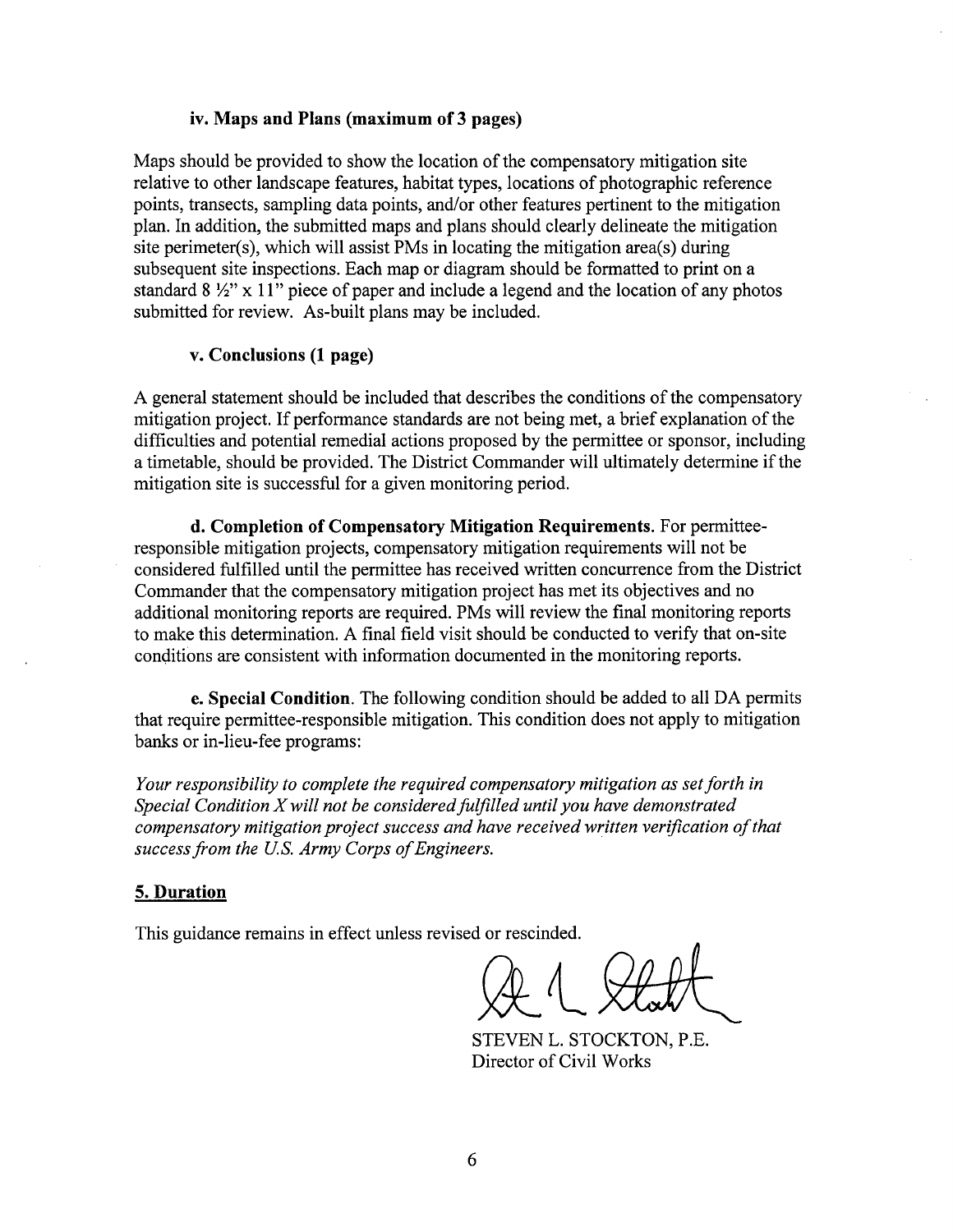### iv. Maps and Plans (maximum of 3 pages)

Maps should be provided to show the location of the compensatory mitigation site relative to other landscape features, habitat types, locations of photographic reference points, transects, sampling data points, and/or other features pertinent to the mitigation plan. In addition, the submitted maps and plans should clearly delineate the mitigation site perimeter(s), which will assist PMs in locating the mitigation area(s) during subsequent site inspections. Each map or diagram should be formatted to print on a standard 8 ½" x 11" piece of paper and include a legend and the location of any photos submitted for review. As-built plans may be included.

### v. Conclusions (1 page)

A general statement should be included that describes the conditions of the compensatory mitigation project. If performance standards are not being met, a brief explanation of the difficulties and potential remedial actions proposed by the permittee or sponsor, including a timetable, should be provided. The District Commander will ultimately determine if the mitigation site is successful for a given monitoring period.

**d. Completion of Compensatory Mitigation Requirements**. For permittee-responsible mitigation projects, compensatory mitigation requirements will not be considered fulfilled until the permittee has received written concurrence from the District Commander that the compensatory mitigation project has met its objectives and no additional monitoring reports are required. PMs will review the final monitoring reports to make this determination. A final field visit should be conducted to verify that on-site conditions are consistent with information documented in the monitoring reports.

**e. Special Condition**. The following condition should be added to all DA permits that require permittee-responsible mitigation. This condition does not apply to mitigation banks or in-lieu-fee programs:

*Your responsibility to complete the required compensatory mitigation as set forth in Special Condition X will not be considered fulfilled until you have demonstrated compensatory mitigation project success and have received written verification of that success from the U.S. Army Corps of Engineers.*

## 5. Duration

This guidance remains in effect unless revised or rescinded.

STEVEN L. STOCKTON, P.E.
Director of Civil Works